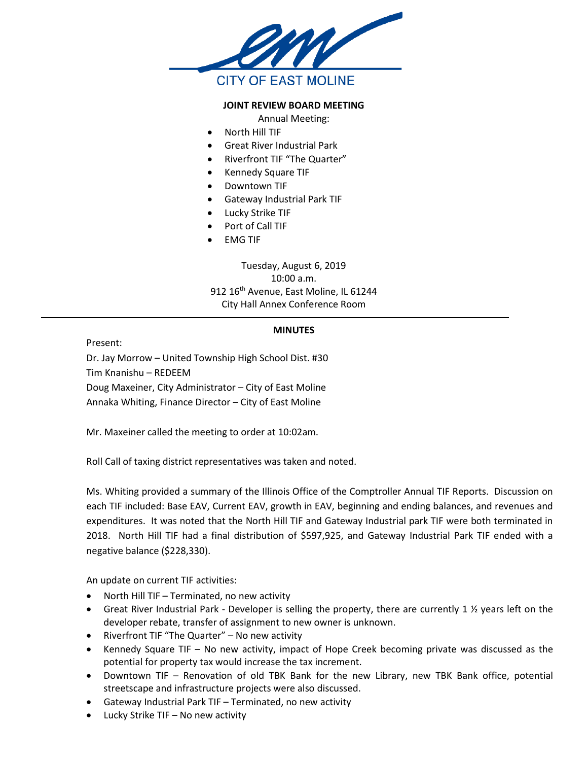CITY OF EAST MOLINE

**JOINT REVIEW BOARD MEETING**

Annual Meeting:

- North Hill TIF
- Great River Industrial Park
- Riverfront TIF "The Quarter"
- Kennedy Square TIF
- Downtown TIF
- Gateway Industrial Park TIF
- Lucky Strike TIF
- Port of Call TIF
- EMG TIF

Tuesday, August 6, 2019
10:00 a.m.
912 16th Avenue, East Moline, IL 61244
City Hall Annex Conference Room

---

**MINUTES**

Present:

Dr. Jay Morrow – United Township High School Dist. #30
Tim Knanishu – REDEEM
Doug Maxeiner, City Administrator – City of East Moline
Annaka Whiting, Finance Director – City of East Moline

Mr. Maxeiner called the meeting to order at 10:02am.

Roll Call of taxing district representatives was taken and noted.

Ms. Whiting provided a summary of the Illinois Office of the Comptroller Annual TIF Reports. Discussion on each TIF included: Base EAV, Current EAV, growth in EAV, beginning and ending balances, and revenues and expenditures. It was noted that the North Hill TIF and Gateway Industrial park TIF were both terminated in 2018. North Hill TIF had a final distribution of $597,925, and Gateway Industrial Park TIF ended with a negative balance ($228,330).

An update on current TIF activities:

- North Hill TIF – Terminated, no new activity
- Great River Industrial Park - Developer is selling the property, there are currently 1 ½ years left on the developer rebate, transfer of assignment to new owner is unknown.
- Riverfront TIF "The Quarter" – No new activity
- Kennedy Square TIF – No new activity, impact of Hope Creek becoming private was discussed as the potential for property tax would increase the tax increment.
- Downtown TIF – Renovation of old TBK Bank for the new Library, new TBK Bank office, potential streetscape and infrastructure projects were also discussed.
- Gateway Industrial Park TIF – Terminated, no new activity
- Lucky Strike TIF – No new activity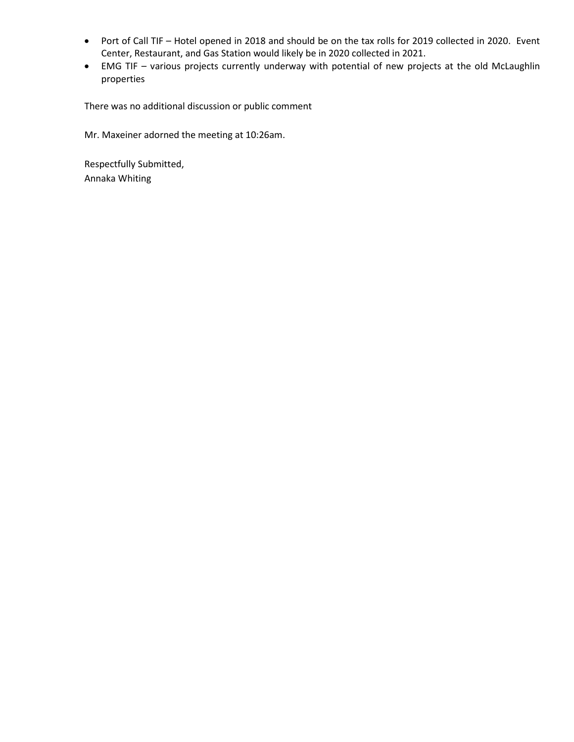- Port of Call TIF – Hotel opened in 2018 and should be on the tax rolls for 2019 collected in 2020. Event Center, Restaurant, and Gas Station would likely be in 2020 collected in 2021.
- EMG TIF – various projects currently underway with potential of new projects at the old McLaughlin properties

There was no additional discussion or public comment

Mr. Maxeiner adorned the meeting at 10:26am.

Respectfully Submitted,
Annaka Whiting